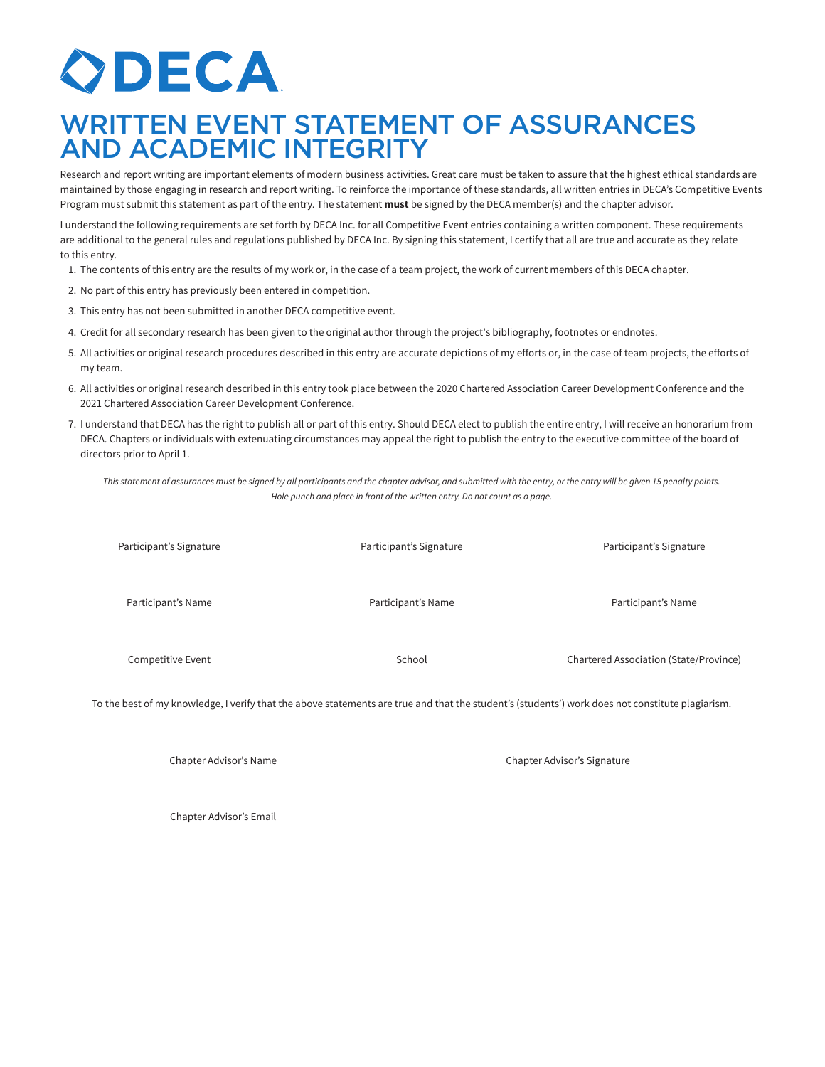DECA

# WRITTEN EVENT STATEMENT OF ASSURANCES AND ACADEMIC INTEGRITY

Research and report writing are important elements of modern business activities. Great care must be taken to assure that the highest ethical standards are maintained by those engaging in research and report writing. To reinforce the importance of these standards, all written entries in DECA's Competitive Events Program must submit this statement as part of the entry. The statement **must** be signed by the DECA member(s) and the chapter advisor.

I understand the following requirements are set forth by DECA Inc. for all Competitive Event entries containing a written component. These requirements are additional to the general rules and regulations published by DECA Inc. By signing this statement, I certify that all are true and accurate as they relate to this entry.

1. The contents of this entry are the results of my work or, in the case of a team project, the work of current members of this DECA chapter.
2. No part of this entry has previously been entered in competition.
3. This entry has not been submitted in another DECA competitive event.
4. Credit for all secondary research has been given to the original author through the project's bibliography, footnotes or endnotes.
5. All activities or original research procedures described in this entry are accurate depictions of my efforts or, in the case of team projects, the efforts of my team.
6. All activities or original research described in this entry took place between the 2020 Chartered Association Career Development Conference and the 2021 Chartered Association Career Development Conference.
7. I understand that DECA has the right to publish all or part of this entry. Should DECA elect to publish the entire entry, I will receive an honorarium from DECA. Chapters or individuals with extenuating circumstances may appeal the right to publish the entry to the executive committee of the board of directors prior to April 1.

*This statement of assurances must be signed by all participants and the chapter advisor, and submitted with the entry, or the entry will be given 15 penalty points. Hole punch and place in front of the written entry. Do not count as a page.*

| | | |
|---|---|---|
| ______________________ | ______________________ | ______________________ |
| Participant's Signature | Participant's Signature | Participant's Signature |
| ______________________ | ______________________ | ______________________ |
| Participant's Name | Participant's Name | Participant's Name |
| ______________________ | ______________________ | ______________________ |
| Competitive Event | School | Chartered Association (State/Province) |

To the best of my knowledge, I verify that the above statements are true and that the student's (students') work does not constitute plagiarism.

| | |
|---|---|
| ______________________ | ______________________ |
| Chapter Advisor's Name | Chapter Advisor's Signature |
| ______________________ | |
| Chapter Advisor's Email | |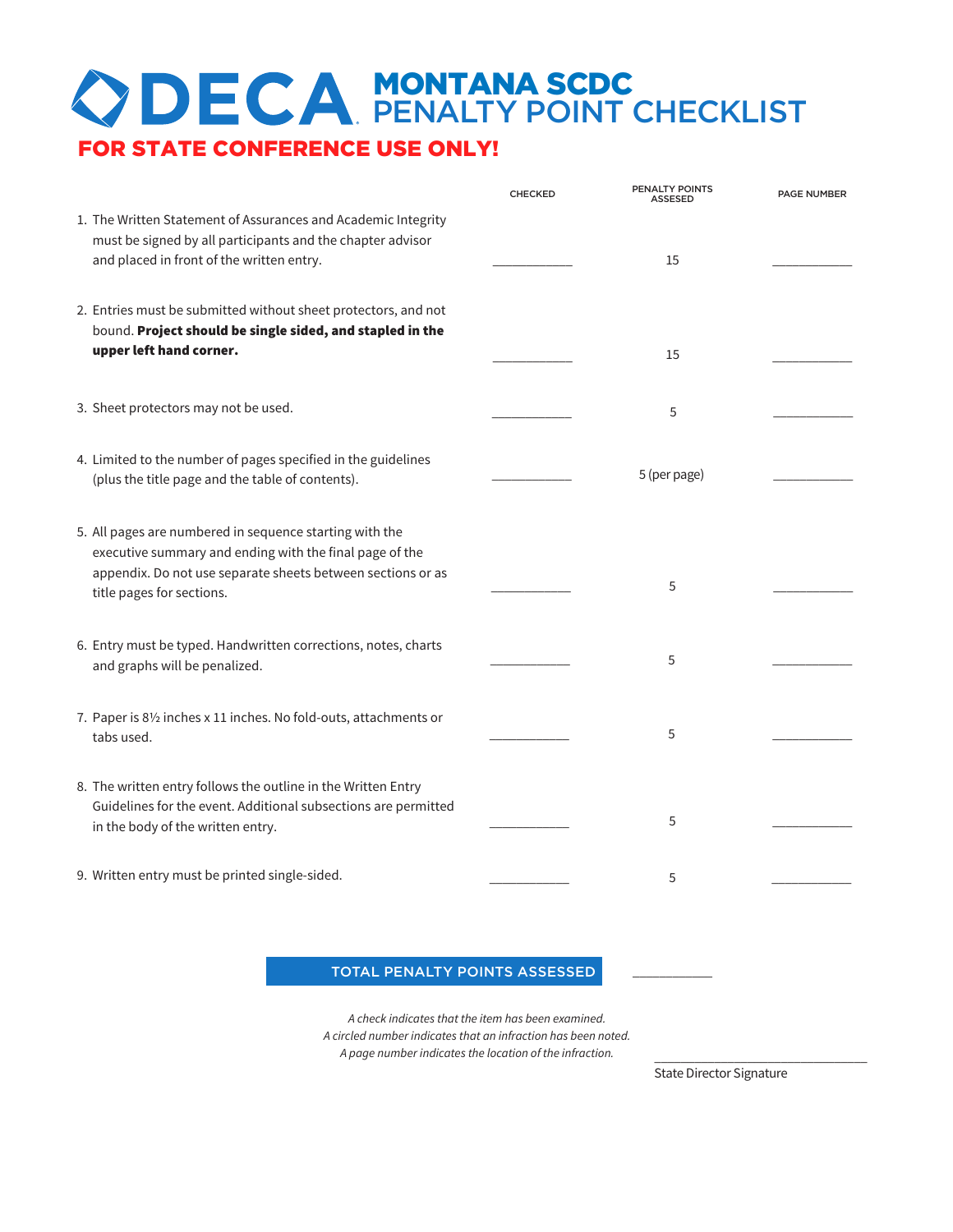# DECA MONTANA SCDC PENALTY POINT CHECKLIST

**FOR STATE CONFERENCE USE ONLY!**

| | CHECKED | PENALTY POINTS ASSESED | PAGE NUMBER |
|---|---|---|---|
| 1. The Written Statement of Assurances and Academic Integrity must be signed by all participants and the chapter advisor and placed in front of the written entry. | ____________ | 15 | ____________ |
| 2. Entries must be submitted without sheet protectors, and not bound. **Project should be single sided, and stapled in the upper left hand corner.** | ____________ | 15 | ____________ |
| 3. Sheet protectors may not be used. | ____________ | 5 | ____________ |
| 4. Limited to the number of pages specified in the guidelines (plus the title page and the table of contents). | ____________ | 5 (per page) | ____________ |
| 5. All pages are numbered in sequence starting with the executive summary and ending with the final page of the appendix. Do not use separate sheets between sections or as title pages for sections. | ____________ | 5 | ____________ |
| 6. Entry must be typed. Handwritten corrections, notes, charts and graphs will be penalized. | ____________ | 5 | ____________ |
| 7. Paper is 8½ inches x 11 inches. No fold-outs, attachments or tabs used. | ____________ | 5 | ____________ |
| 8. The written entry follows the outline in the Written Entry Guidelines for the event. Additional subsections are permitted in the body of the written entry. | ____________ | 5 | ____________ |
| 9. Written entry must be printed single-sided. | ____________ | 5 | ____________ |

**TOTAL PENALTY POINTS ASSESSED** ____________

*A check indicates that the item has been examined.*
*A circled number indicates that an infraction has been noted.*
*A page number indicates the location of the infraction.*

________________________________
State Director Signature